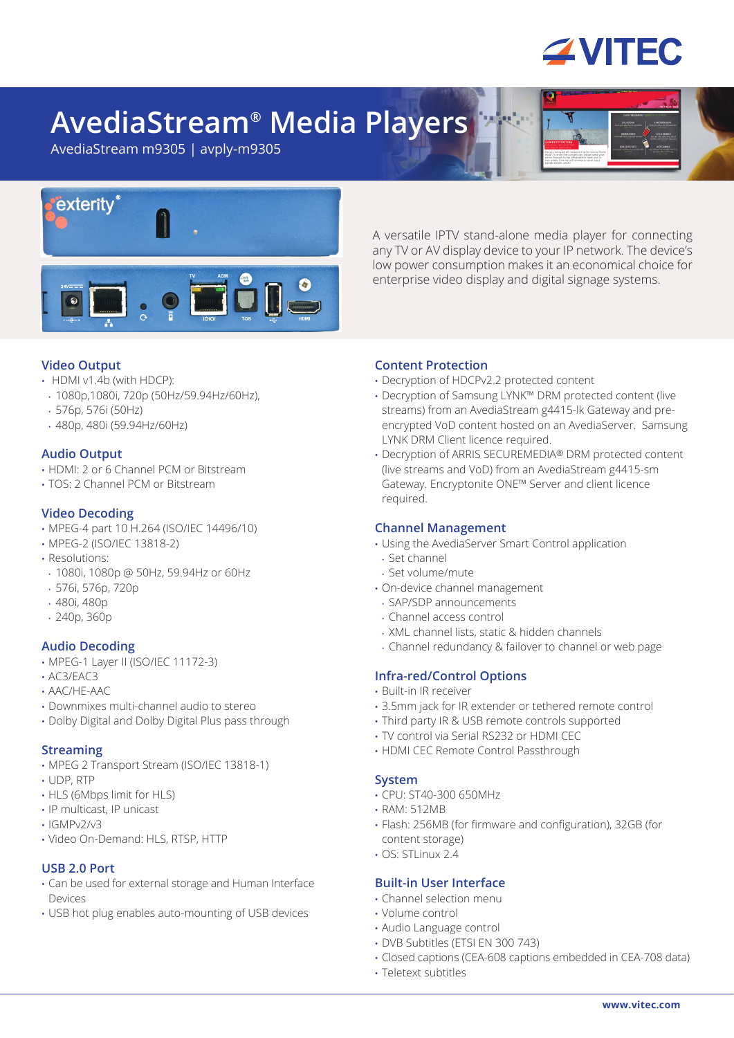# AvediaStream® Media Players

AvediaStream m9305 | avply-m9305

A versatile IPTV stand-alone media player for connecting any TV or AV display device to your IP network. The device's low power consumption makes it an economical choice for enterprise video display and digital signage systems.

### Video Output

- HDMI v1.4b (with HDCP):
  - 1080p,1080i, 720p (50Hz/59.94Hz/60Hz),
  - 576p, 576i (50Hz)
  - 480p, 480i (59.94Hz/60Hz)

### Audio Output

- HDMI: 2 or 6 Channel PCM or Bitstream
- TOS: 2 Channel PCM or Bitstream

### Video Decoding

- MPEG-4 part 10 H.264 (ISO/IEC 14496/10)
- MPEG-2 (ISO/IEC 13818-2)
- Resolutions:
  - 1080i, 1080p @ 50Hz, 59.94Hz or 60Hz
  - 576i, 576p, 720p
  - 480i, 480p
  - 240p, 360p

### Audio Decoding

- MPEG-1 Layer II (ISO/IEC 11172-3)
- AC3/EAC3
- AAC/HE-AAC
- Downmixes multi-channel audio to stereo
- Dolby Digital and Dolby Digital Plus pass through

### Streaming

- MPEG 2 Transport Stream (ISO/IEC 13818-1)
- UDP, RTP
- HLS (6Mbps limit for HLS)
- IP multicast, IP unicast
- IGMPv2/v3
- Video On-Demand: HLS, RTSP, HTTP

### USB 2.0 Port

- Can be used for external storage and Human Interface Devices
- USB hot plug enables auto-mounting of USB devices

### Content Protection

- Decryption of HDCPv2.2 protected content
- Decryption of Samsung LYNK™ DRM protected content (live streams) from an AvediaStream g4415-lk Gateway and pre-encrypted VoD content hosted on an AvediaServer. Samsung LYNK DRM Client licence required.
- Decryption of ARRIS SECUREMEDIA® DRM protected content (live streams and VoD) from an AvediaStream g4415-sm Gateway. Encryptonite ONE™ Server and client licence required.

### Channel Management

- Using the AvediaServer Smart Control application
  - Set channel
  - Set volume/mute
- On-device channel management
  - SAP/SDP announcements
  - Channel access control
  - XML channel lists, static & hidden channels
  - Channel redundancy & failover to channel or web page

### Infra-red/Control Options

- Built-in IR receiver
- 3.5mm jack for IR extender or tethered remote control
- Third party IR & USB remote controls supported
- TV control via Serial RS232 or HDMI CEC
- HDMI CEC Remote Control Passthrough

### System

- CPU: ST40-300 650MHz
- RAM: 512MB
- Flash: 256MB (for firmware and configuration), 32GB (for content storage)
- OS: STLinux 2.4

### Built-in User Interface

- Channel selection menu
- Volume control
- Audio Language control
- DVB Subtitles (ETSI EN 300 743)
- Closed captions (CEA-608 captions embedded in CEA-708 data)
- Teletext subtitles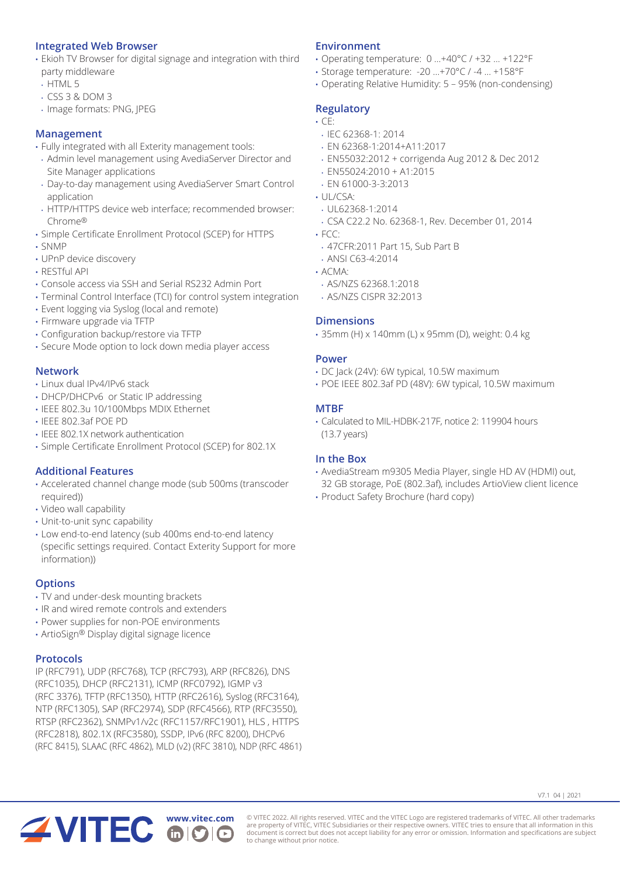## Integrated Web Browser

- Ekioh TV Browser for digital signage and integration with third party middleware
  - HTML 5
  - CSS 3 & DOM 3
  - Image formats: PNG, JPEG

## Management

- Fully integrated with all Exterity management tools:
  - Admin level management using AvediaServer Director and Site Manager applications
  - Day-to-day management using AvediaServer Smart Control application
  - HTTP/HTTPS device web interface; recommended browser: Chrome®
- Simple Certificate Enrollment Protocol (SCEP) for HTTPS
- SNMP
- UPnP device discovery
- RESTful API
- Console access via SSH and Serial RS232 Admin Port
- Terminal Control Interface (TCI) for control system integration
- Event logging via Syslog (local and remote)
- Firmware upgrade via TFTP
- Configuration backup/restore via TFTP
- Secure Mode option to lock down media player access

## Network

- Linux dual IPv4/IPv6 stack
- DHCP/DHCPv6 or Static IP addressing
- IEEE 802.3u 10/100Mbps MDIX Ethernet
- IEEE 802.3af POE PD
- IEEE 802.1X network authentication
- Simple Certificate Enrollment Protocol (SCEP) for 802.1X

## Additional Features

- Accelerated channel change mode (sub 500ms (transcoder required))
- Video wall capability
- Unit-to-unit sync capability
- Low end-to-end latency (sub 400ms end-to-end latency (specific settings required. Contact Exterity Support for more information))

## Options

- TV and under-desk mounting brackets
- IR and wired remote controls and extenders
- Power supplies for non-POE environments
- ArtioSign® Display digital signage licence

## Protocols

IP (RFC791), UDP (RFC768), TCP (RFC793), ARP (RFC826), DNS (RFC1035), DHCP (RFC2131), ICMP (RFC0792), IGMP v3 (RFC 3376), TFTP (RFC1350), HTTP (RFC2616), Syslog (RFC3164), NTP (RFC1305), SAP (RFC2974), SDP (RFC4566), RTP (RFC3550), RTSP (RFC2362), SNMPv1/v2c (RFC1157/RFC1901), HLS , HTTPS (RFC2818), 802.1X (RFC3580), SSDP, IPv6 (RFC 8200), DHCPv6 (RFC 8415), SLAAC (RFC 4862), MLD (v2) (RFC 3810), NDP (RFC 4861)

## Environment

- Operating temperature: 0 ...+40°C / +32 ... +122°F
- Storage temperature: -20 ...+70°C / -4 ... +158°F
- Operating Relative Humidity: 5 – 95% (non-condensing)

## Regulatory

- CE:
  - IEC 62368-1: 2014
  - EN 62368-1:2014+A11:2017
  - EN55032:2012 + corrigenda Aug 2012 & Dec 2012
  - EN55024:2010 + A1:2015
  - EN 61000-3-3:2013
- UL/CSA:
  - UL62368-1:2014
  - CSA C22.2 No. 62368-1, Rev. December 01, 2014
- FCC:
  - 47CFR:2011 Part 15, Sub Part B
  - ANSI C63-4:2014
- ACMA:
  - AS/NZS 62368.1:2018
  - AS/NZS CISPR 32:2013

## Dimensions

- 35mm (H) x 140mm (L) x 95mm (D), weight: 0.4 kg

## Power

- DC Jack (24V): 6W typical, 10.5W maximum
- POE IEEE 802.3af PD (48V): 6W typical, 10.5W maximum

## MTBF

- Calculated to MIL-HDBK-217F, notice 2: 119904 hours (13.7 years)

## In the Box

- AvediaStream m9305 Media Player, single HD AV (HDMI) out, 32 GB storage, PoE (802.3af), includes ArtioView client licence
- Product Safety Brochure (hard copy)

V7.1 04 | 2021

VITEC www.vitec.com

© VITEC 2022. All rights reserved. VITEC and the VITEC Logo are registered trademarks of VITEC. All other trademarks are property of VITEC, VITEC Subsidiaries or their respective owners. VITEC tries to ensure that all information in this document is correct but does not accept liability for any error or omission. Information and specifications are subject to change without prior notice.